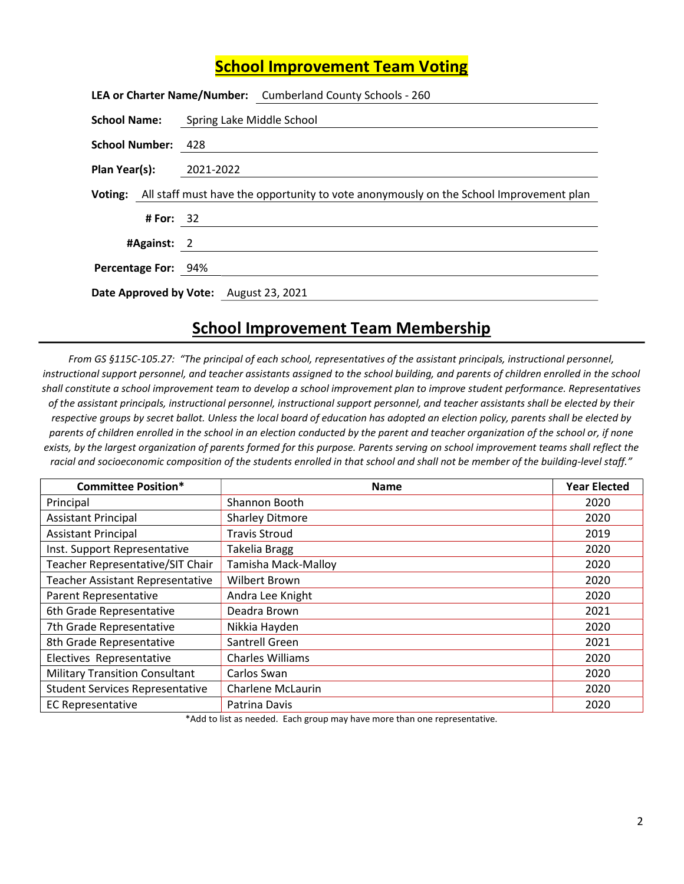# School Improvement Team Voting

**LEA or Charter Name/Number:** Cumberland County Schools - 260

**School Name:** Spring Lake Middle School

**School Number:** 428

**Plan Year(s):** 2021-2022

**Voting:** All staff must have the opportunity to vote anonymously on the School Improvement plan

**# For:** 32

**#Against:** 2

**Percentage For:** 94%

**Date Approved by Vote:** August 23, 2021

## School Improvement Team Membership

*From GS §115C-105.27: "The principal of each school, representatives of the assistant principals, instructional personnel, instructional support personnel, and teacher assistants assigned to the school building, and parents of children enrolled in the school shall constitute a school improvement team to develop a school improvement plan to improve student performance. Representatives of the assistant principals, instructional personnel, instructional support personnel, and teacher assistants shall be elected by their respective groups by secret ballot. Unless the local board of education has adopted an election policy, parents shall be elected by parents of children enrolled in the school in an election conducted by the parent and teacher organization of the school or, if none exists, by the largest organization of parents formed for this purpose. Parents serving on school improvement teams shall reflect the racial and socioeconomic composition of the students enrolled in that school and shall not be member of the building-level staff."*

| Committee Position* | Name | Year Elected |
|---|---|---|
| Principal | Shannon Booth | 2020 |
| Assistant Principal | Sharley Ditmore | 2020 |
| Assistant Principal | Travis Stroud | 2019 |
| Inst. Support Representative | Takelia Bragg | 2020 |
| Teacher Representative/SIT Chair | Tamisha Mack-Malloy | 2020 |
| Teacher Assistant Representative | Wilbert Brown | 2020 |
| Parent Representative | Andra Lee Knight | 2020 |
| 6th Grade Representative | Deadra Brown | 2021 |
| 7th Grade Representative | Nikkia Hayden | 2020 |
| 8th Grade Representative | Santrell Green | 2021 |
| Electives Representative | Charles Williams | 2020 |
| Military Transition Consultant | Carlos Swan | 2020 |
| Student Services Representative | Charlene McLaurin | 2020 |
| EC Representative | Patrina Davis | 2020 |

*Add to list as needed. Each group may have more than one representative.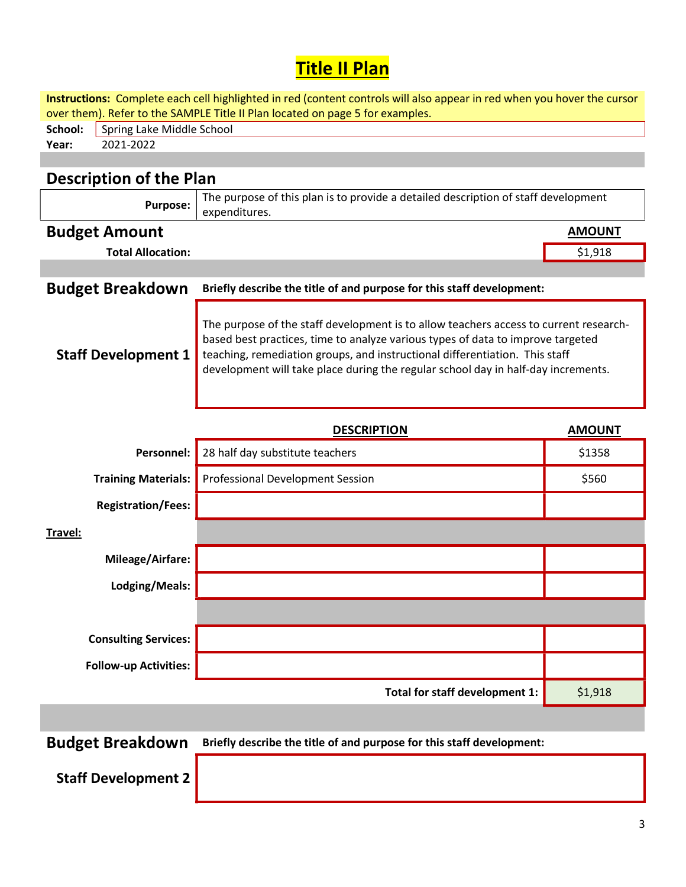# Title II Plan

**Instructions:** Complete each cell highlighted in red (content controls will also appear in red when you hover the cursor over them). Refer to the SAMPLE Title II Plan located on page 5 for examples.

**School:** Spring Lake Middle School
**Year:** 2021-2022

## Description of the Plan

| | |
|---|---|
| **Purpose:** | The purpose of this plan is to provide a detailed description of staff development expenditures. |

## Budget Amount

| | AMOUNT |
|---|---|
| **Total Allocation:** | $1,918 |

## Budget Breakdown

**Briefly describe the title of and purpose for this staff development:**

### Staff Development 1

The purpose of the staff development is to allow teachers access to current research-based best practices, time to analyze various types of data to improve targeted teaching, remediation groups, and instructional differentiation. This staff development will take place during the regular school day in half-day increments.

| | DESCRIPTION | AMOUNT |
|---|---|---|
| **Personnel:** | 28 half day substitute teachers | $1358 |
| **Training Materials:** | Professional Development Session | $560 |
| **Registration/Fees:** | | |
| **Travel:** | | |
| **Mileage/Airfare:** | | |
| **Lodging/Meals:** | | |
| **Consulting Services:** | | |
| **Follow-up Activities:** | | |
| | **Total for staff development 1:** | $1,918 |

## Budget Breakdown

**Briefly describe the title of and purpose for this staff development:**

### Staff Development 2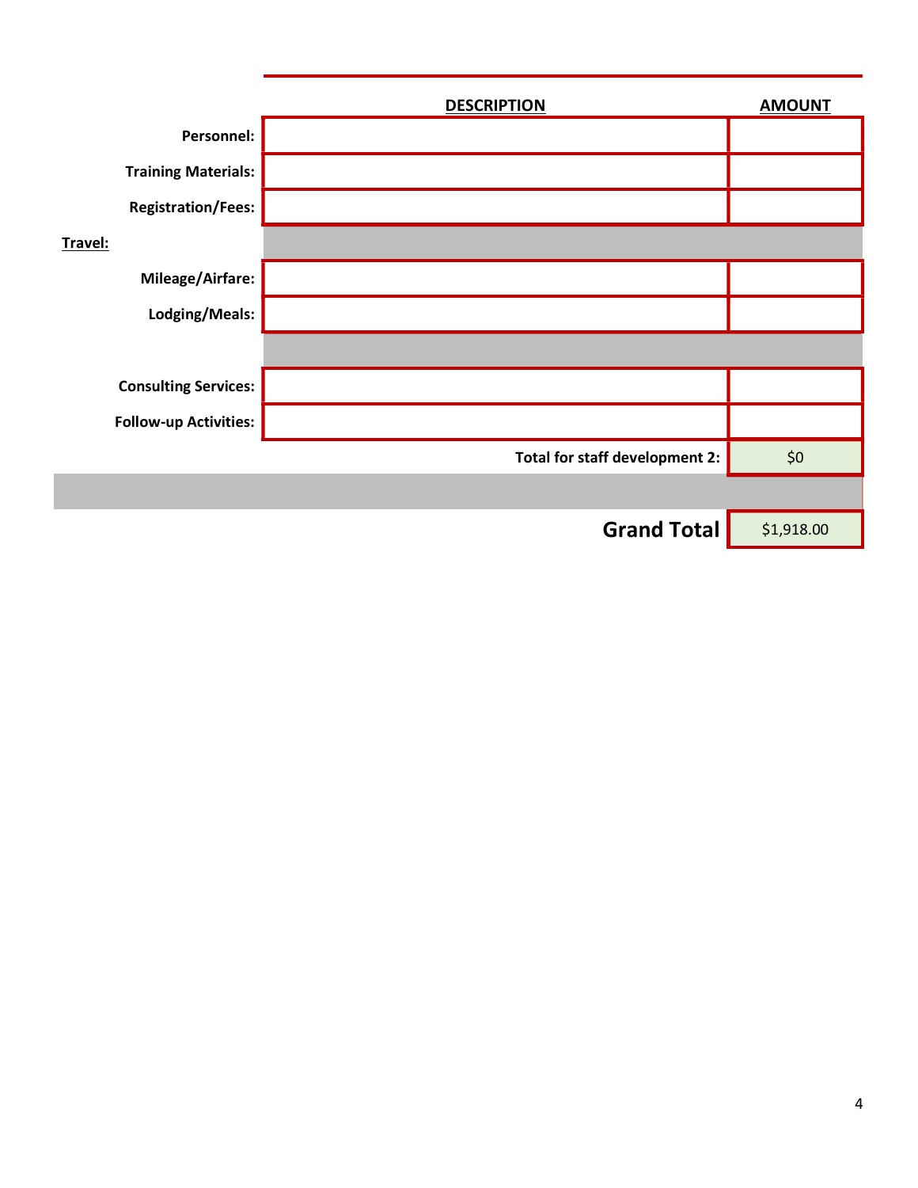| | DESCRIPTION | AMOUNT |
|---|---|---|
| **Personnel:** | | |
| **Training Materials:** | | |
| **Registration/Fees:** | | |
| **Travel:** | | |
| **Mileage/Airfare:** | | |
| **Lodging/Meals:** | | |
| | | |
| **Consulting Services:** | | |
| **Follow-up Activities:** | | |
| | **Total for staff development 2:** | $0 |
| | | |
| | **Grand Total** | $1,918.00 |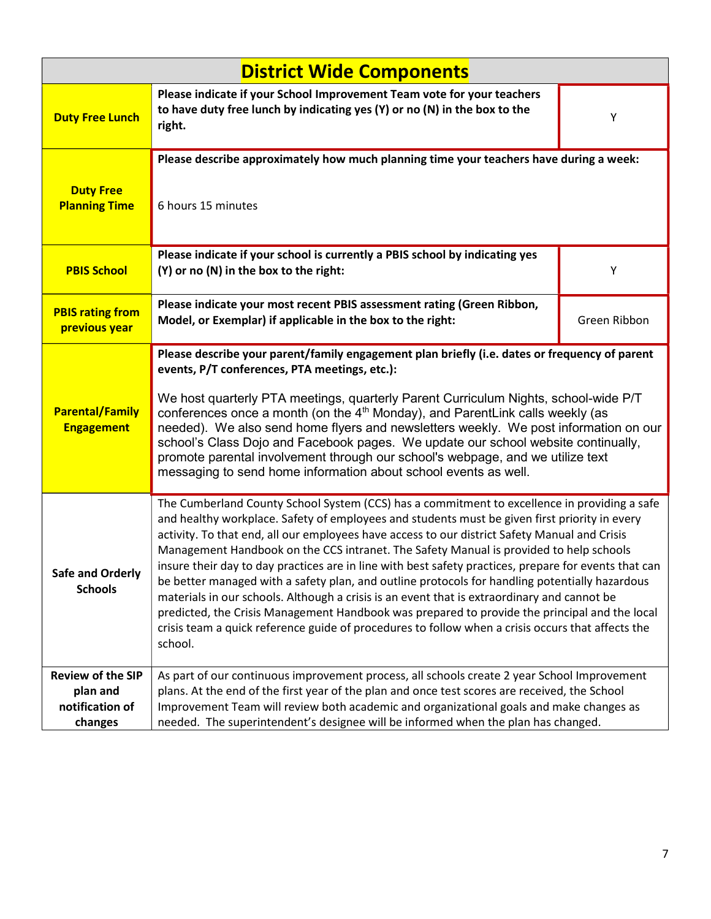| District Wide Components | | |
|---|---|---|
| **Duty Free Lunch** | **Please indicate if your School Improvement Team vote for your teachers to have duty free lunch by indicating yes (Y) or no (N) in the box to the right.** | Y |
| **Duty Free Planning Time** | **Please describe approximately how much planning time your teachers have during a week:**<br><br>6 hours 15 minutes | |
| **PBIS School** | **Please indicate if your school is currently a PBIS school by indicating yes (Y) or no (N) in the box to the right:** | Y |
| **PBIS rating from previous year** | **Please indicate your most recent PBIS assessment rating (Green Ribbon, Model, or Exemplar) if applicable in the box to the right:** | Green Ribbon |
| **Parental/Family Engagement** | **Please describe your parent/family engagement plan briefly (i.e. dates or frequency of parent events, P/T conferences, PTA meetings, etc.):**<br><br>We host quarterly PTA meetings, quarterly Parent Curriculum Nights, school-wide P/T conferences once a month (on the 4th Monday), and ParentLink calls weekly (as needed). We also send home flyers and newsletters weekly. We post information on our school's Class Dojo and Facebook pages. We update our school website continually, promote parental involvement through our school's webpage, and we utilize text messaging to send home information about school events as well. | |
| **Safe and Orderly Schools** | The Cumberland County School System (CCS) has a commitment to excellence in providing a safe and healthy workplace. Safety of employees and students must be given first priority in every activity. To that end, all our employees have access to our district Safety Manual and Crisis Management Handbook on the CCS intranet. The Safety Manual is provided to help schools insure their day to day practices are in line with best safety practices, prepare for events that can be better managed with a safety plan, and outline protocols for handling potentially hazardous materials in our schools. Although a crisis is an event that is extraordinary and cannot be predicted, the Crisis Management Handbook was prepared to provide the principal and the local crisis team a quick reference guide of procedures to follow when a crisis occurs that affects the school. | |
| **Review of the SIP plan and notification of changes** | As part of our continuous improvement process, all schools create 2 year School Improvement plans. At the end of the first year of the plan and once test scores are received, the School Improvement Team will review both academic and organizational goals and make changes as needed. The superintendent's designee will be informed when the plan has changed. | |